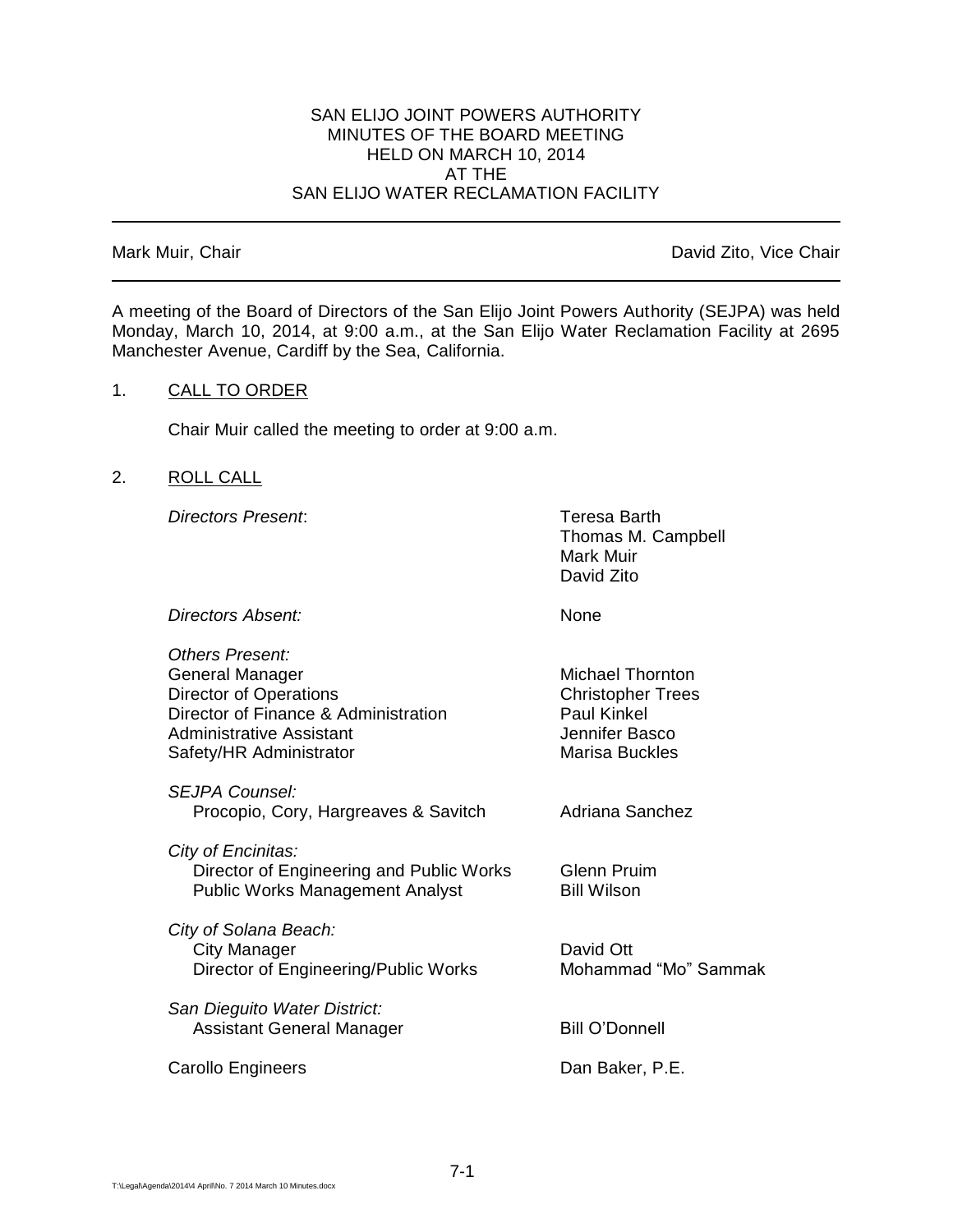SAN ELIJO JOINT POWERS AUTHORITY
MINUTES OF THE BOARD MEETING
HELD ON MARCH 10, 2014
AT THE
SAN ELIJO WATER RECLAMATION FACILITY

---

Mark Muir, Chair — David Zito, Vice Chair

---

A meeting of the Board of Directors of the San Elijo Joint Powers Authority (SEJPA) was held Monday, March 10, 2014, at 9:00 a.m., at the San Elijo Water Reclamation Facility at 2695 Manchester Avenue, Cardiff by the Sea, California.

1. CALL TO ORDER

   Chair Muir called the meeting to order at 9:00 a.m.

2. ROLL CALL

| | |
|---|---|
| *Directors Present*: | Teresa Barth<br>Thomas M. Campbell<br>Mark Muir<br>David Zito |
| *Directors Absent:* | None |
| *Others Present:* | |
| General Manager | Michael Thornton |
| Director of Operations | Christopher Trees |
| Director of Finance & Administration | Paul Kinkel |
| Administrative Assistant | Jennifer Basco |
| Safety/HR Administrator | Marisa Buckles |
| *SEJPA Counsel:* | |
| Procopio, Cory, Hargreaves & Savitch | Adriana Sanchez |
| *City of Encinitas:* | |
| Director of Engineering and Public Works | Glenn Pruim |
| Public Works Management Analyst | Bill Wilson |
| *City of Solana Beach:* | |
| City Manager | David Ott |
| Director of Engineering/Public Works | Mohammad "Mo" Sammak |
| *San Dieguito Water District:* | |
| Assistant General Manager | Bill O'Donnell |
| Carollo Engineers | Dan Baker, P.E. |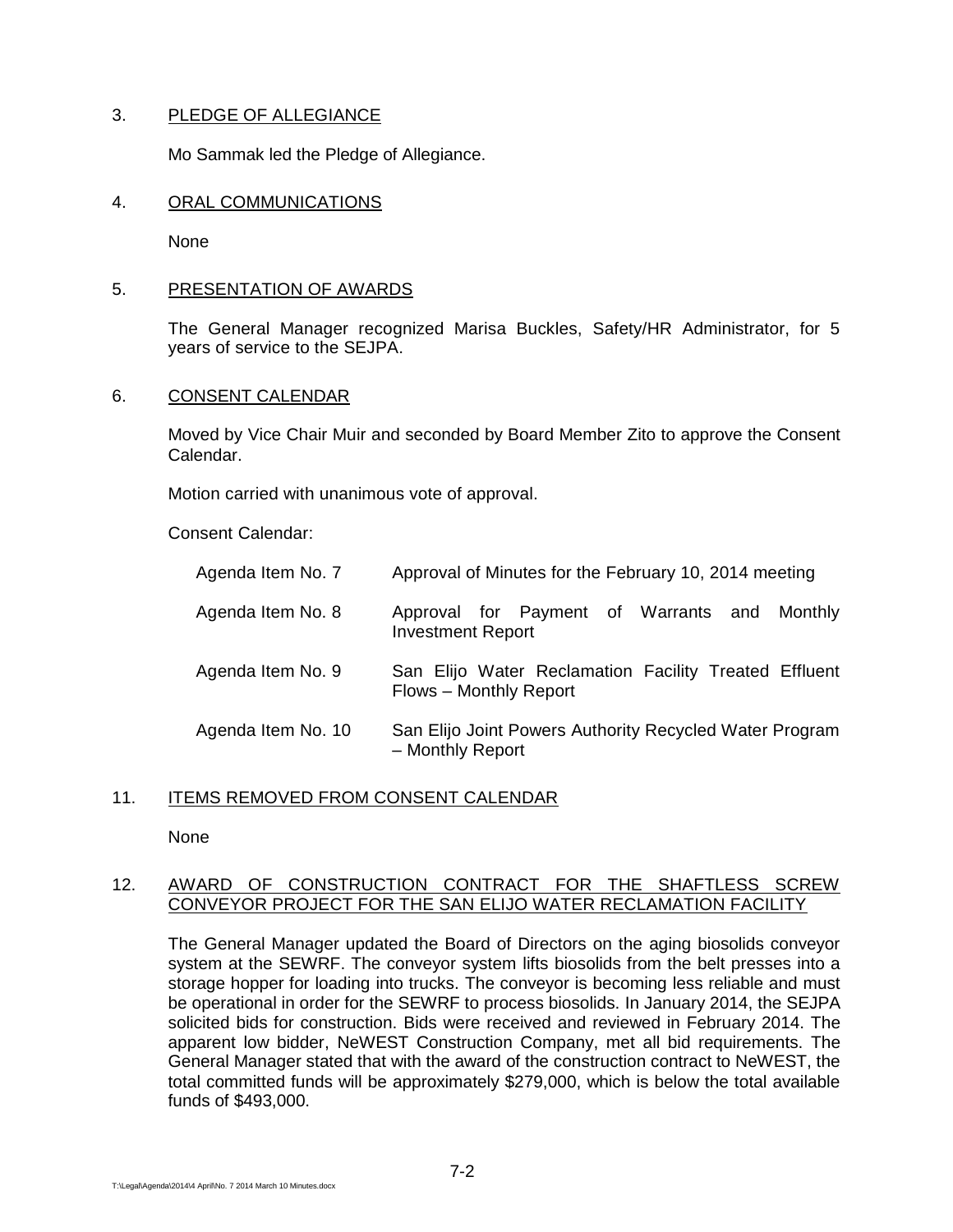3. PLEDGE OF ALLEGIANCE

   Mo Sammak led the Pledge of Allegiance.

4. ORAL COMMUNICATIONS

   None

5. PRESENTATION OF AWARDS

   The General Manager recognized Marisa Buckles, Safety/HR Administrator, for 5 years of service to the SEJPA.

6. CONSENT CALENDAR

   Moved by Vice Chair Muir and seconded by Board Member Zito to approve the Consent Calendar.

   Motion carried with unanimous vote of approval.

   Consent Calendar:

| | |
|---|---|
| Agenda Item No. 7 | Approval of Minutes for the February 10, 2014 meeting |
| Agenda Item No. 8 | Approval for Payment of Warrants and Monthly Investment Report |
| Agenda Item No. 9 | San Elijo Water Reclamation Facility Treated Effluent Flows – Monthly Report |
| Agenda Item No. 10 | San Elijo Joint Powers Authority Recycled Water Program – Monthly Report |

11. ITEMS REMOVED FROM CONSENT CALENDAR

    None

12. AWARD OF CONSTRUCTION CONTRACT FOR THE SHAFTLESS SCREW CONVEYOR PROJECT FOR THE SAN ELIJO WATER RECLAMATION FACILITY

    The General Manager updated the Board of Directors on the aging biosolids conveyor system at the SEWRF. The conveyor system lifts biosolids from the belt presses into a storage hopper for loading into trucks. The conveyor is becoming less reliable and must be operational in order for the SEWRF to process biosolids. In January 2014, the SEJPA solicited bids for construction. Bids were received and reviewed in February 2014. The apparent low bidder, NeWEST Construction Company, met all bid requirements. The General Manager stated that with the award of the construction contract to NeWEST, the total committed funds will be approximately $279,000, which is below the total available funds of $493,000.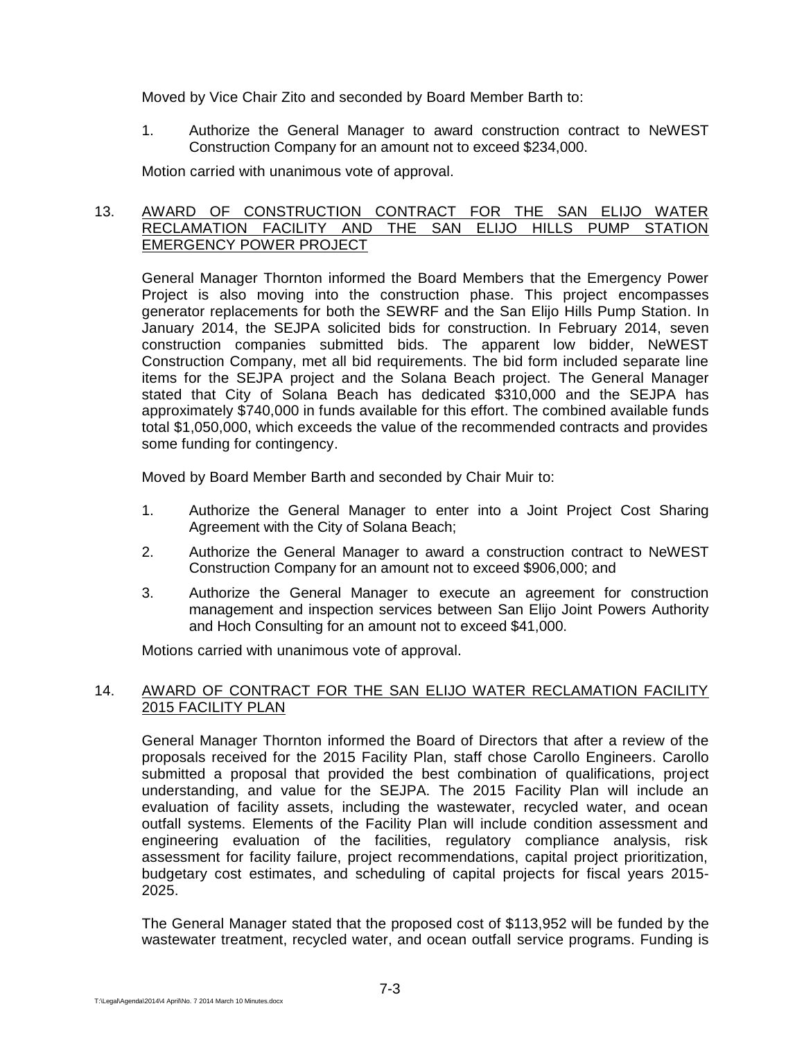Moved by Vice Chair Zito and seconded by Board Member Barth to:

1. Authorize the General Manager to award construction contract to NeWEST Construction Company for an amount not to exceed $234,000.

Motion carried with unanimous vote of approval.

13. <u>AWARD OF CONSTRUCTION CONTRACT FOR THE SAN ELIJO WATER RECLAMATION FACILITY AND THE SAN ELIJO HILLS PUMP STATION EMERGENCY POWER PROJECT</u>

General Manager Thornton informed the Board Members that the Emergency Power Project is also moving into the construction phase. This project encompasses generator replacements for both the SEWRF and the San Elijo Hills Pump Station. In January 2014, the SEJPA solicited bids for construction. In February 2014, seven construction companies submitted bids. The apparent low bidder, NeWEST Construction Company, met all bid requirements. The bid form included separate line items for the SEJPA project and the Solana Beach project. The General Manager stated that City of Solana Beach has dedicated $310,000 and the SEJPA has approximately $740,000 in funds available for this effort. The combined available funds total $1,050,000, which exceeds the value of the recommended contracts and provides some funding for contingency.

Moved by Board Member Barth and seconded by Chair Muir to:

1. Authorize the General Manager to enter into a Joint Project Cost Sharing Agreement with the City of Solana Beach;
2. Authorize the General Manager to award a construction contract to NeWEST Construction Company for an amount not to exceed $906,000; and
3. Authorize the General Manager to execute an agreement for construction management and inspection services between San Elijo Joint Powers Authority and Hoch Consulting for an amount not to exceed $41,000.

Motions carried with unanimous vote of approval.

14. <u>AWARD OF CONTRACT FOR THE SAN ELIJO WATER RECLAMATION FACILITY 2015 FACILITY PLAN</u>

General Manager Thornton informed the Board of Directors that after a review of the proposals received for the 2015 Facility Plan, staff chose Carollo Engineers. Carollo submitted a proposal that provided the best combination of qualifications, project understanding, and value for the SEJPA. The 2015 Facility Plan will include an evaluation of facility assets, including the wastewater, recycled water, and ocean outfall systems. Elements of the Facility Plan will include condition assessment and engineering evaluation of the facilities, regulatory compliance analysis, risk assessment for facility failure, project recommendations, capital project prioritization, budgetary cost estimates, and scheduling of capital projects for fiscal years 2015-2025.

The General Manager stated that the proposed cost of $113,952 will be funded by the wastewater treatment, recycled water, and ocean outfall service programs. Funding is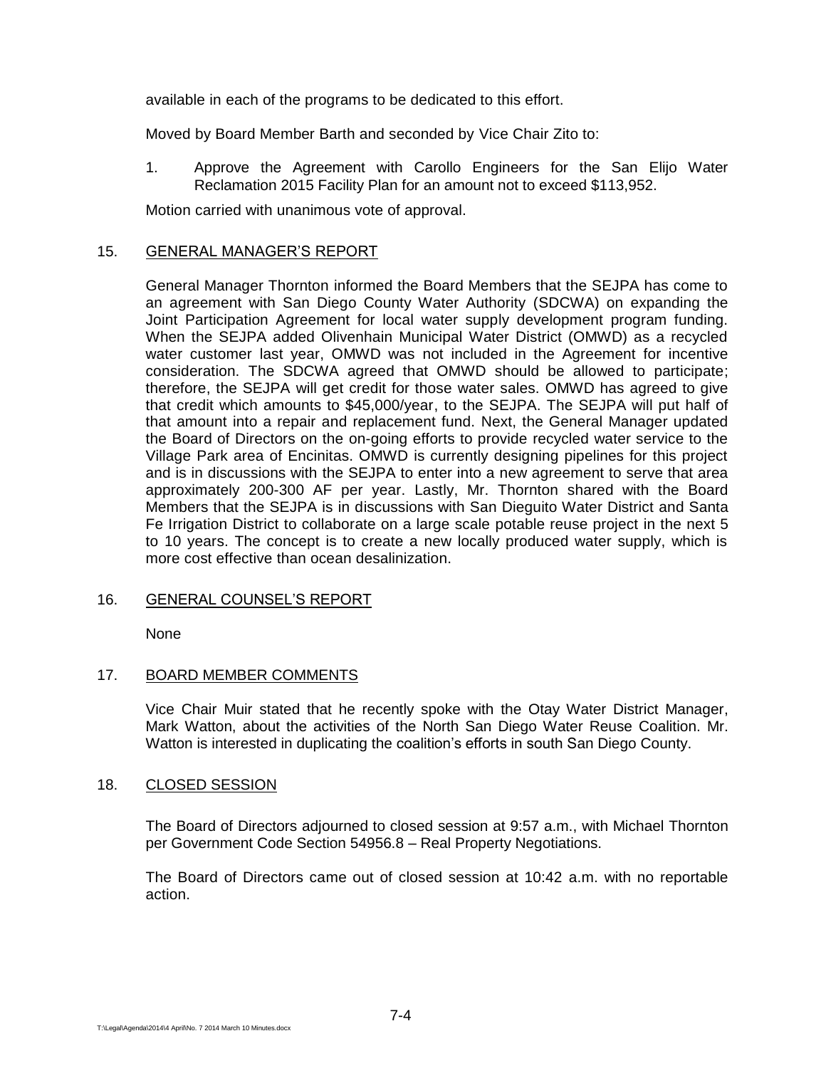available in each of the programs to be dedicated to this effort.

Moved by Board Member Barth and seconded by Vice Chair Zito to:

1. Approve the Agreement with Carollo Engineers for the San Elijo Water Reclamation 2015 Facility Plan for an amount not to exceed $113,952.

Motion carried with unanimous vote of approval.

15. GENERAL MANAGER'S REPORT

General Manager Thornton informed the Board Members that the SEJPA has come to an agreement with San Diego County Water Authority (SDCWA) on expanding the Joint Participation Agreement for local water supply development program funding. When the SEJPA added Olivenhain Municipal Water District (OMWD) as a recycled water customer last year, OMWD was not included in the Agreement for incentive consideration. The SDCWA agreed that OMWD should be allowed to participate; therefore, the SEJPA will get credit for those water sales. OMWD has agreed to give that credit which amounts to $45,000/year, to the SEJPA. The SEJPA will put half of that amount into a repair and replacement fund. Next, the General Manager updated the Board of Directors on the on-going efforts to provide recycled water service to the Village Park area of Encinitas. OMWD is currently designing pipelines for this project and is in discussions with the SEJPA to enter into a new agreement to serve that area approximately 200-300 AF per year. Lastly, Mr. Thornton shared with the Board Members that the SEJPA is in discussions with San Dieguito Water District and Santa Fe Irrigation District to collaborate on a large scale potable reuse project in the next 5 to 10 years. The concept is to create a new locally produced water supply, which is more cost effective than ocean desalinization.

16. GENERAL COUNSEL'S REPORT

None

17. BOARD MEMBER COMMENTS

Vice Chair Muir stated that he recently spoke with the Otay Water District Manager, Mark Watton, about the activities of the North San Diego Water Reuse Coalition. Mr. Watton is interested in duplicating the coalition's efforts in south San Diego County.

18. CLOSED SESSION

The Board of Directors adjourned to closed session at 9:57 a.m., with Michael Thornton per Government Code Section 54956.8 – Real Property Negotiations.

The Board of Directors came out of closed session at 10:42 a.m. with no reportable action.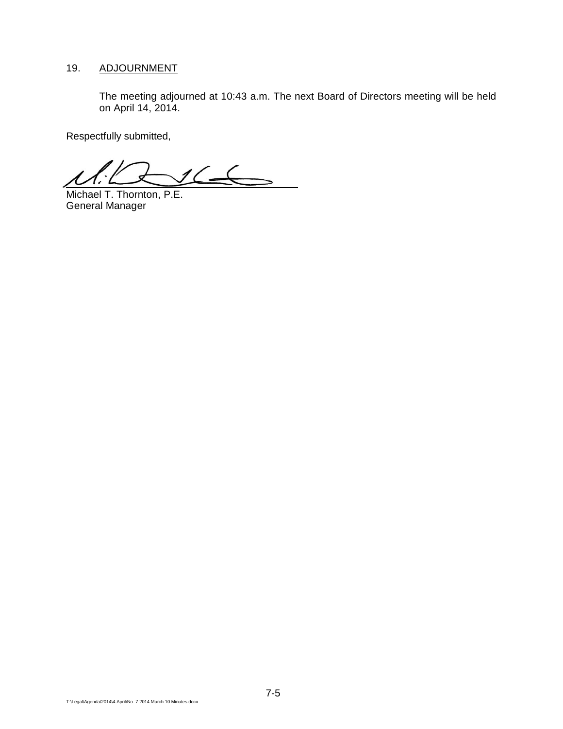19. <u>ADJOURNMENT</u>

The meeting adjourned at 10:43 a.m. The next Board of Directors meeting will be held on April 14, 2014.

Respectfully submitted,

Michael T. Thornton, P.E.
General Manager